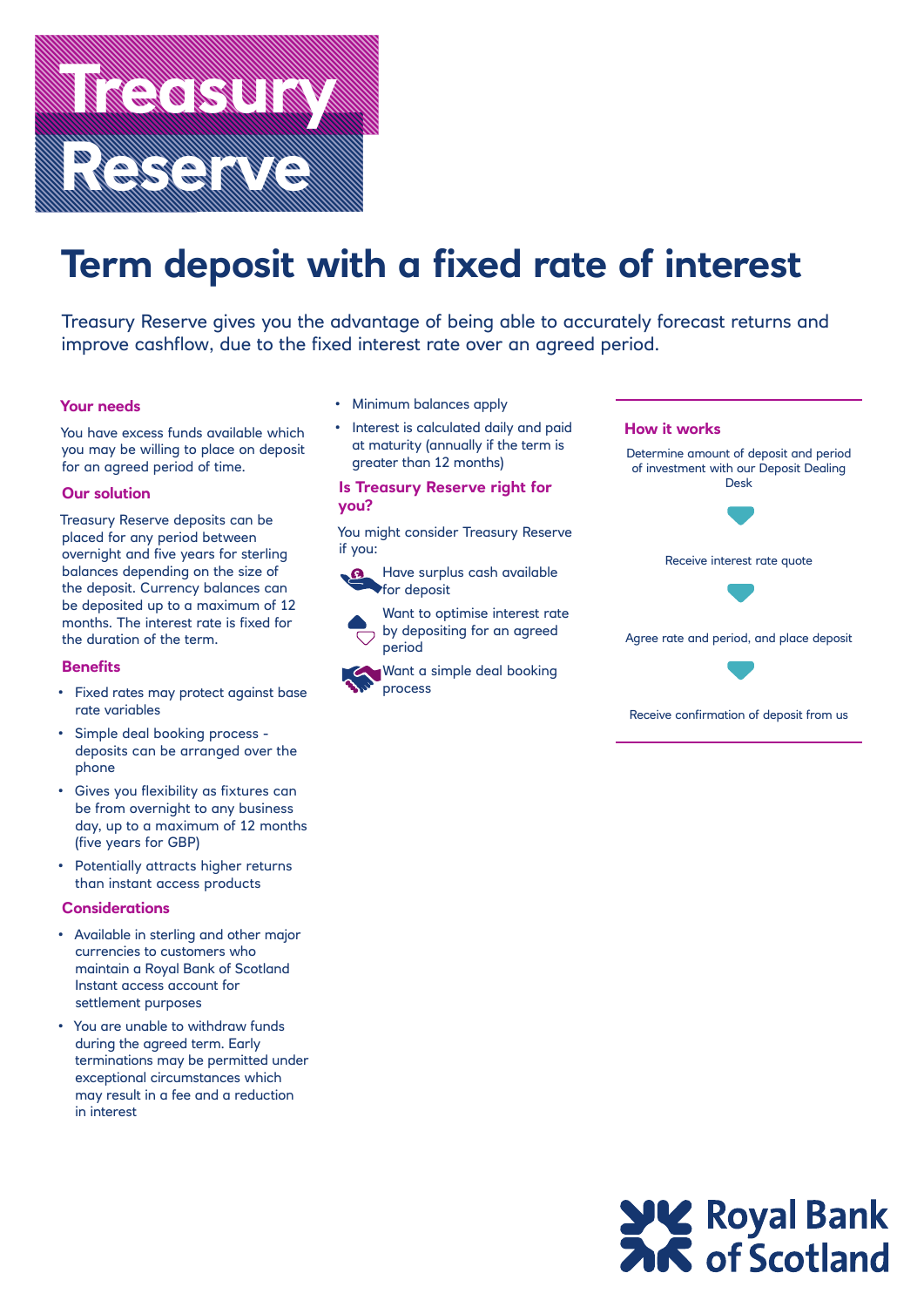# Treasury Reserve

## Term deposit with a fixed rate of interest

Treasury Reserve gives you the advantage of being able to accurately forecast returns and improve cashflow, due to the fixed interest rate over an agreed period.

### Your needs

You have excess funds available which you may be willing to place on deposit for an agreed period of time.

### Our solution

Treasury Reserve deposits can be placed for any period between overnight and five years for sterling balances depending on the size of the deposit. Currency balances can be deposited up to a maximum of 12 months. The interest rate is fixed for the duration of the term.

### Benefits

- Fixed rates may protect against base rate variables
- Simple deal booking process - deposits can be arranged over the phone
- Gives you flexibility as fixtures can be from overnight to any business day, up to a maximum of 12 months (five years for GBP)
- Potentially attracts higher returns than instant access products

### Considerations

- Available in sterling and other major currencies to customers who maintain a Royal Bank of Scotland Instant access account for settlement purposes
- You are unable to withdraw funds during the agreed term. Early terminations may be permitted under exceptional circumstances which may result in a fee and a reduction in interest
- Minimum balances apply
- Interest is calculated daily and paid at maturity (annually if the term is greater than 12 months)

### Is Treasury Reserve right for you?

You might consider Treasury Reserve if you:

- Have surplus cash available for deposit
- Want to optimise interest rate by depositing for an agreed period
- Want a simple deal booking process

### How it works

Determine amount of deposit and period of investment with our Deposit Dealing Desk

Receive interest rate quote

Agree rate and period, and place deposit

Receive confirmation of deposit from us

Royal Bank of Scotland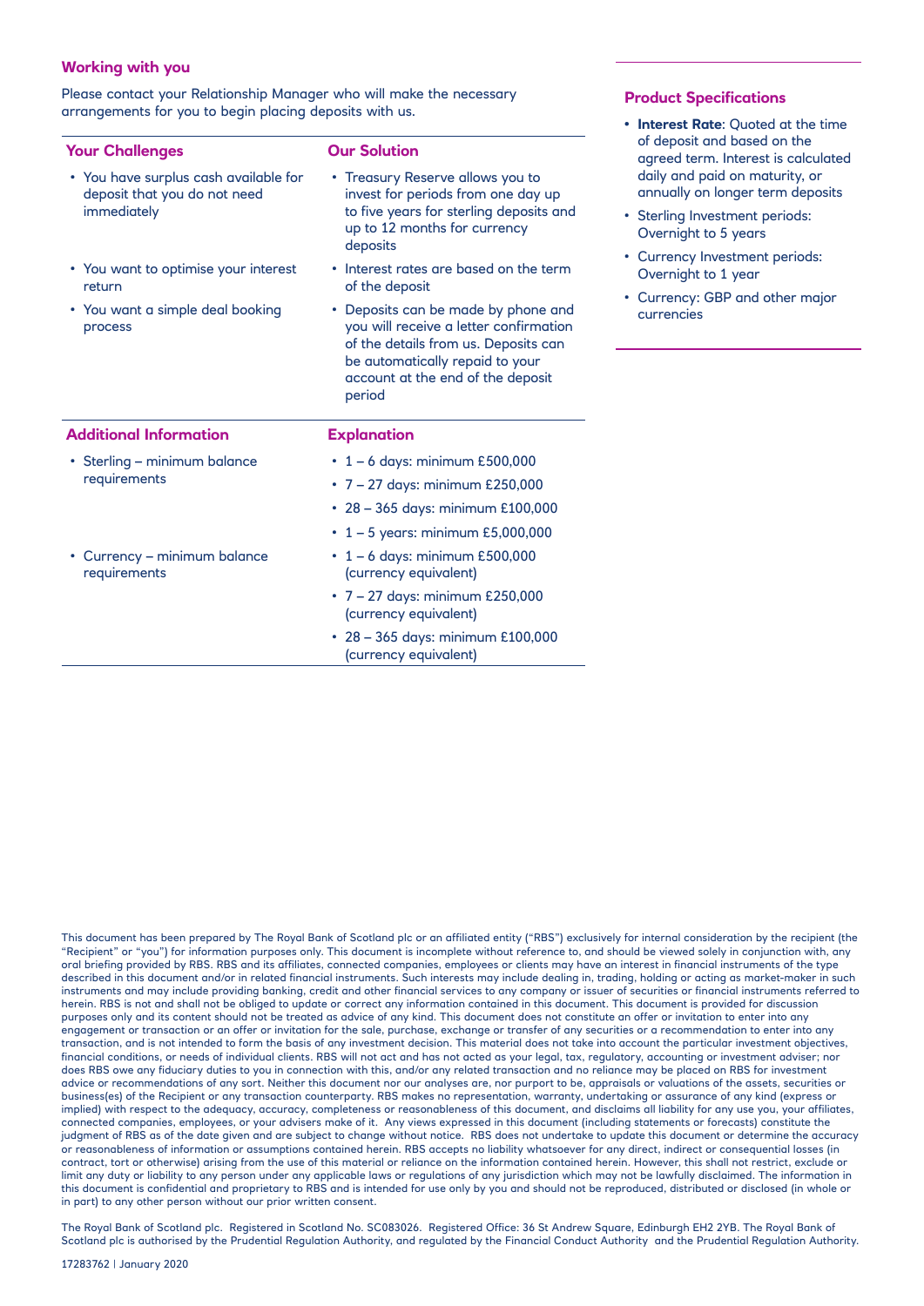## Working with you

Please contact your Relationship Manager who will make the necessary arrangements for you to begin placing deposits with us.

| Your Challenges | Our Solution |
| --- | --- |
| • You have surplus cash available for deposit that you do not need immediately | • Treasury Reserve allows you to invest for periods from one day up to five years for sterling deposits and up to 12 months for currency deposits |
| • You want to optimise your interest return | • Interest rates are based on the term of the deposit |
| • You want a simple deal booking process | • Deposits can be made by phone and you will receive a letter confirmation of the details from us. Deposits can be automatically repaid to your account at the end of the deposit period |

| Additional Information | Explanation |
| --- | --- |
| • Sterling – minimum balance requirements | • 1 – 6 days: minimum £500,000<br>• 7 – 27 days: minimum £250,000<br>• 28 – 365 days: minimum £100,000<br>• 1 – 5 years: minimum £5,000,000 |
| • Currency – minimum balance requirements | • 1 – 6 days: minimum £500,000 (currency equivalent)<br>• 7 – 27 days: minimum £250,000 (currency equivalent)<br>• 28 – 365 days: minimum £100,000 (currency equivalent) |

## Product Specifications

- **Interest Rate**: Quoted at the time of deposit and based on the agreed term. Interest is calculated daily and paid on maturity, or annually on longer term deposits
- Sterling Investment periods: Overnight to 5 years
- Currency Investment periods: Overnight to 1 year
- Currency: GBP and other major currencies

This document has been prepared by The Royal Bank of Scotland plc or an affiliated entity ("RBS") exclusively for internal consideration by the recipient (the "Recipient" or "you") for information purposes only. This document is incomplete without reference to, and should be viewed solely in conjunction with, any oral briefing provided by RBS. RBS and its affiliates, connected companies, employees or clients may have an interest in financial instruments of the type described in this document and/or in related financial instruments. Such interests may include dealing in, trading, holding or acting as market-maker in such instruments and may include providing banking, credit and other financial services to any company or issuer of securities or financial instruments referred to herein. RBS is not and shall not be obliged to update or correct any information contained in this document. This document is provided for discussion purposes only and its content should not be treated as advice of any kind. This document does not constitute an offer or invitation to enter into any engagement or transaction or an offer or invitation for the sale, purchase, exchange or transfer of any securities or a recommendation to enter into any transaction, and is not intended to form the basis of any investment decision. This material does not take into account the particular investment objectives, financial conditions, or needs of individual clients. RBS will not act and has not acted as your legal, tax, regulatory, accounting or investment adviser; nor does RBS owe any fiduciary duties to you in connection with this, and/or any related transaction and no reliance may be placed on RBS for investment advice or recommendations of any sort. Neither this document nor our analyses are, nor purport to be, appraisals or valuations of the assets, securities or business(es) of the Recipient or any transaction counterparty. RBS makes no representation, warranty, undertaking or assurance of any kind (express or implied) with respect to the adequacy, accuracy, completeness or reasonableness of this document, and disclaims all liability for any use you, your affiliates, connected companies, employees, or your advisers make of it. Any views expressed in this document (including statements or forecasts) constitute the judgment of RBS as of the date given and are subject to change without notice. RBS does not undertake to update this document or determine the accuracy or reasonableness of information or assumptions contained herein. RBS accepts no liability whatsoever for any direct, indirect or consequential losses (in contract, tort or otherwise) arising from the use of this material or reliance on the information contained herein. However, this shall not restrict, exclude or limit any duty or liability to any person under any applicable laws or regulations of any jurisdiction which may not be lawfully disclaimed. The information in this document is confidential and proprietary to RBS and is intended for use only by you and should not be reproduced, distributed or disclosed (in whole or in part) to any other person without our prior written consent.

The Royal Bank of Scotland plc. Registered in Scotland No. SC083026. Registered Office: 36 St Andrew Square, Edinburgh EH2 2YB. The Royal Bank of Scotland plc is authorised by the Prudential Regulation Authority, and regulated by the Financial Conduct Authority and the Prudential Regulation Authority.

17283762 | January 2020